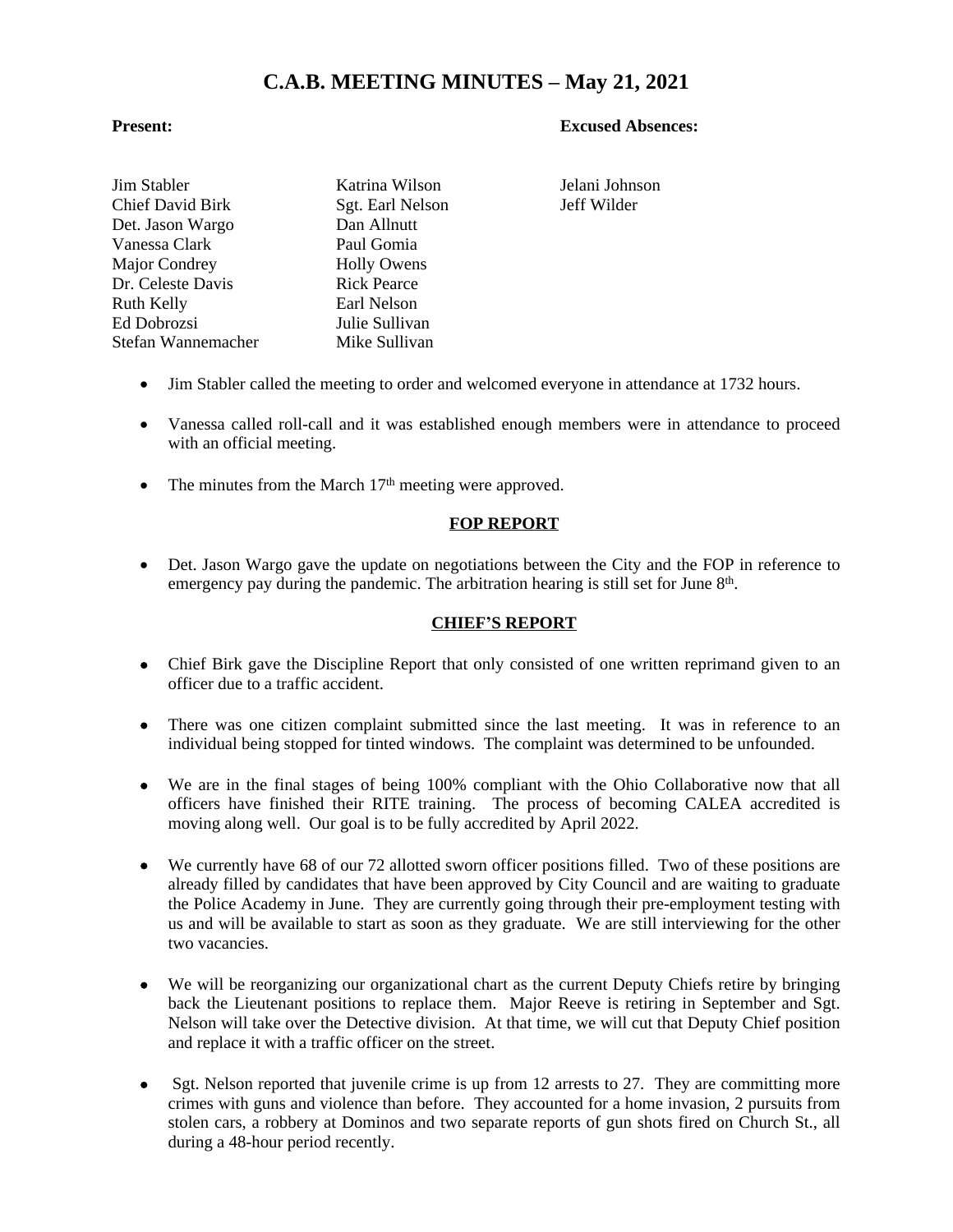# C.A.B. MEETING MINUTES – May 21, 2021

**Present:**

Jim Stabler
Chief David Birk
Det. Jason Wargo
Vanessa Clark
Major Condrey
Dr. Celeste Davis
Ruth Kelly
Ed Dobrozsi
Stefan Wannemacher
Katrina Wilson
Sgt. Earl Nelson
Dan Allnutt
Paul Gomia
Holly Owens
Rick Pearce
Earl Nelson
Julie Sullivan
Mike Sullivan

**Excused Absences:**

Jelani Johnson
Jeff Wilder

- Jim Stabler called the meeting to order and welcomed everyone in attendance at 1732 hours.
- Vanessa called roll-call and it was established enough members were in attendance to proceed with an official meeting.
- The minutes from the March 17th meeting were approved.

## FOP REPORT

- Det. Jason Wargo gave the update on negotiations between the City and the FOP in reference to emergency pay during the pandemic. The arbitration hearing is still set for June 8th.

## CHIEF'S REPORT

- Chief Birk gave the Discipline Report that only consisted of one written reprimand given to an officer due to a traffic accident.
- There was one citizen complaint submitted since the last meeting. It was in reference to an individual being stopped for tinted windows. The complaint was determined to be unfounded.
- We are in the final stages of being 100% compliant with the Ohio Collaborative now that all officers have finished their RITE training. The process of becoming CALEA accredited is moving along well. Our goal is to be fully accredited by April 2022.
- We currently have 68 of our 72 allotted sworn officer positions filled. Two of these positions are already filled by candidates that have been approved by City Council and are waiting to graduate the Police Academy in June. They are currently going through their pre-employment testing with us and will be available to start as soon as they graduate. We are still interviewing for the other two vacancies.
- We will be reorganizing our organizational chart as the current Deputy Chiefs retire by bringing back the Lieutenant positions to replace them. Major Reeve is retiring in September and Sgt. Nelson will take over the Detective division. At that time, we will cut that Deputy Chief position and replace it with a traffic officer on the street.
- Sgt. Nelson reported that juvenile crime is up from 12 arrests to 27. They are committing more crimes with guns and violence than before. They accounted for a home invasion, 2 pursuits from stolen cars, a robbery at Dominos and two separate reports of gun shots fired on Church St., all during a 48-hour period recently.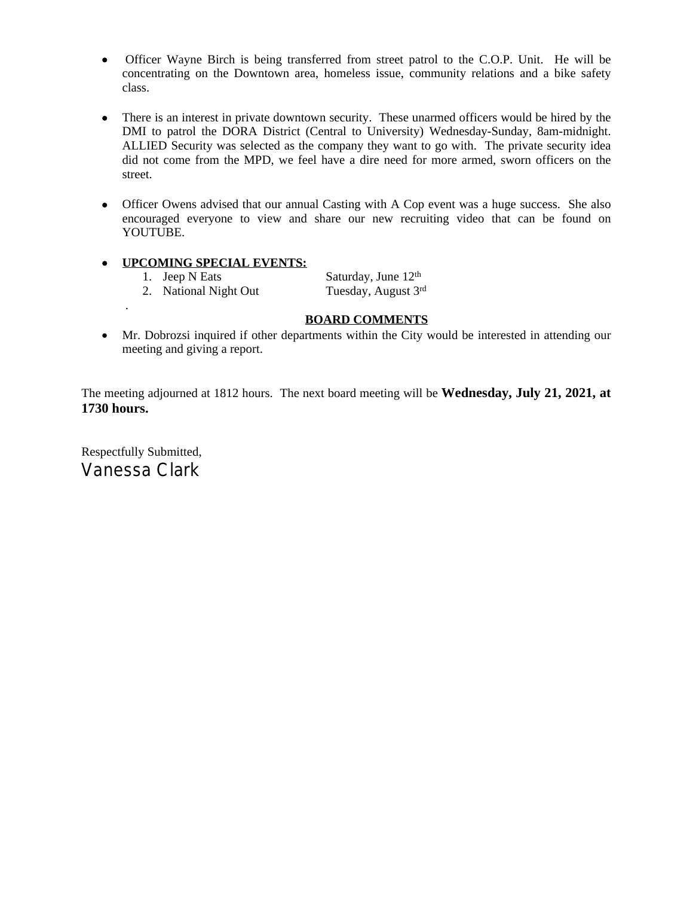- Officer Wayne Birch is being transferred from street patrol to the C.O.P. Unit. He will be concentrating on the Downtown area, homeless issue, community relations and a bike safety class.

- There is an interest in private downtown security. These unarmed officers would be hired by the DMI to patrol the DORA District (Central to University) Wednesday-Sunday, 8am-midnight. ALLIED Security was selected as the company they want to go with. The private security idea did not come from the MPD, we feel have a dire need for more armed, sworn officers on the street.

- Officer Owens advised that our annual Casting with A Cop event was a huge success. She also encouraged everyone to view and share our new recruiting video that can be found on YOUTUBE.

- **UPCOMING SPECIAL EVENTS:**
  1. Jeep N Eats — Saturday, June 12th
  2. National Night Out — Tuesday, August 3rd

.

**BOARD COMMENTS**

- Mr. Dobrozsi inquired if other departments within the City would be interested in attending our meeting and giving a report.

The meeting adjourned at 1812 hours. The next board meeting will be **Wednesday, July 21, 2021, at 1730 hours.**

Respectfully Submitted,
Vanessa Clark